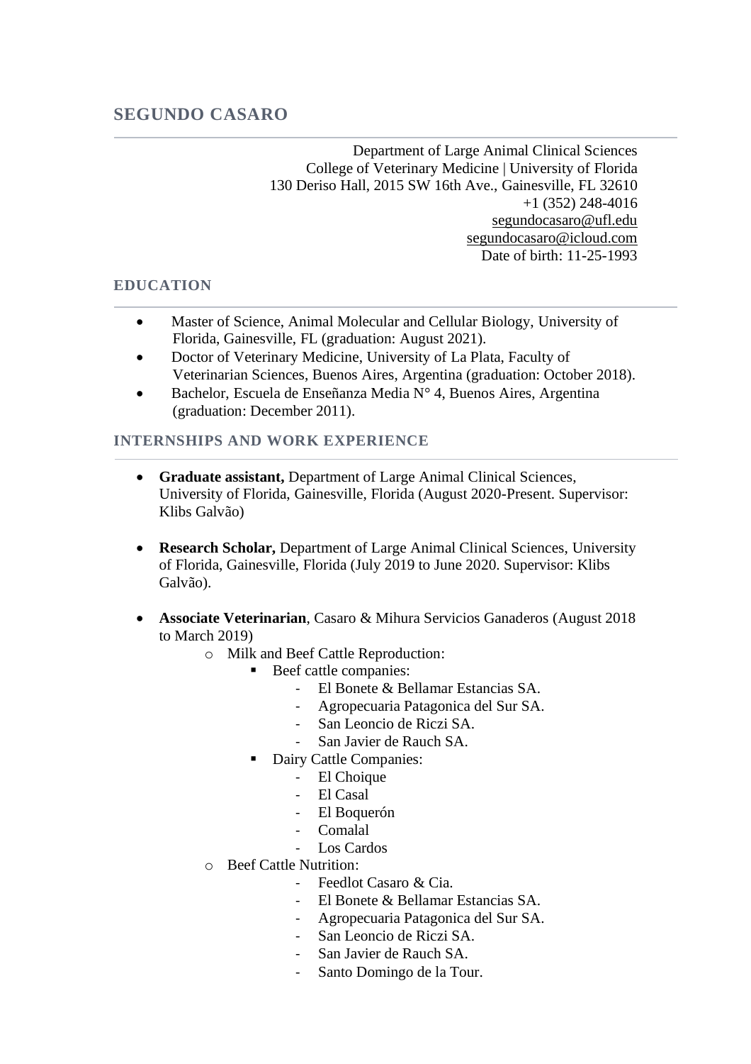# SEGUNDO CASARO

Department of Large Animal Clinical Sciences
College of Veterinary Medicine | University of Florida
130 Deriso Hall, 2015 SW 16th Ave., Gainesville, FL 32610
+1 (352) 248-4016
segundocasaro@ufl.edu
segundocasaro@icloud.com
Date of birth: 11-25-1993

## EDUCATION

- Master of Science, Animal Molecular and Cellular Biology, University of Florida, Gainesville, FL (graduation: August 2021).
- Doctor of Veterinary Medicine, University of La Plata, Faculty of Veterinarian Sciences, Buenos Aires, Argentina (graduation: October 2018).
- Bachelor, Escuela de Enseñanza Media N° 4, Buenos Aires, Argentina (graduation: December 2011).

## INTERNSHIPS AND WORK EXPERIENCE

- **Graduate assistant,** Department of Large Animal Clinical Sciences, University of Florida, Gainesville, Florida (August 2020-Present. Supervisor: Klibs Galvão)

- **Research Scholar,** Department of Large Animal Clinical Sciences, University of Florida, Gainesville, Florida (July 2019 to June 2020. Supervisor: Klibs Galvão).

- **Associate Veterinarian**, Casaro & Mihura Servicios Ganaderos (August 2018 to March 2019)
  - Milk and Beef Cattle Reproduction:
    - Beef cattle companies:
      - El Bonete & Bellamar Estancias SA.
      - Agropecuaria Patagonica del Sur SA.
      - San Leoncio de Riczi SA.
      - San Javier de Rauch SA.
    - Dairy Cattle Companies:
      - El Choique
      - El Casal
      - El Boquerón
      - Comalal
      - Los Cardos
  - Beef Cattle Nutrition:
    - Feedlot Casaro & Cia.
    - El Bonete & Bellamar Estancias SA.
    - Agropecuaria Patagonica del Sur SA.
    - San Leoncio de Riczi SA.
    - San Javier de Rauch SA.
    - Santo Domingo de la Tour.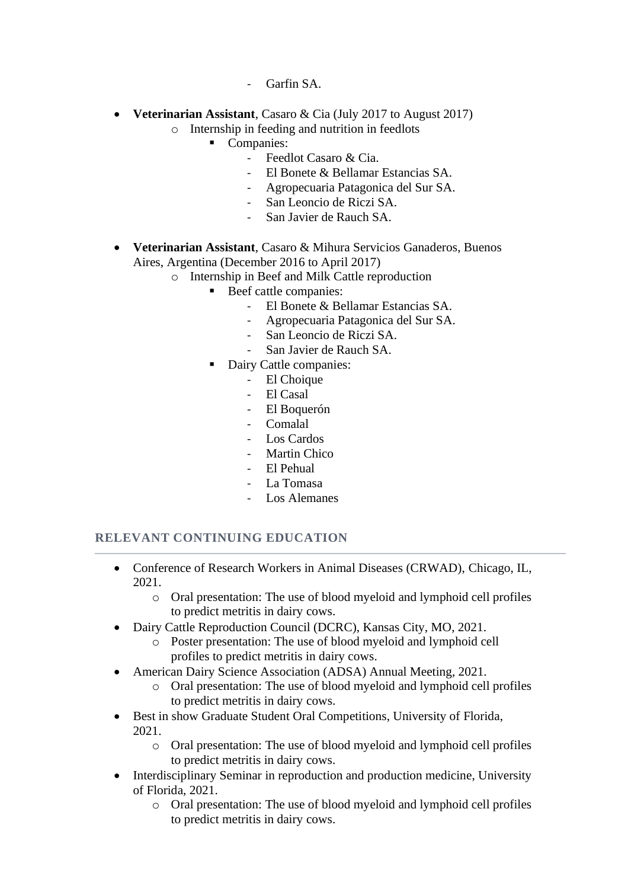- Garfin SA.

- **Veterinarian Assistant**, Casaro & Cia (July 2017 to August 2017)
  - Internship in feeding and nutrition in feedlots
    - Companies:
      - Feedlot Casaro & Cia.
      - El Bonete & Bellamar Estancias SA.
      - Agropecuaria Patagonica del Sur SA.
      - San Leoncio de Riczi SA.
      - San Javier de Rauch SA.

- **Veterinarian Assistant**, Casaro & Mihura Servicios Ganaderos, Buenos Aires, Argentina (December 2016 to April 2017)
  - Internship in Beef and Milk Cattle reproduction
    - Beef cattle companies:
      - El Bonete & Bellamar Estancias SA.
      - Agropecuaria Patagonica del Sur SA.
      - San Leoncio de Riczi SA.
      - San Javier de Rauch SA.
    - Dairy Cattle companies:
      - El Choique
      - El Casal
      - El Boquerón
      - Comalal
      - Los Cardos
      - Martin Chico
      - El Pehual
      - La Tomasa
      - Los Alemanes

## RELEVANT CONTINUING EDUCATION

- Conference of Research Workers in Animal Diseases (CRWAD), Chicago, IL, 2021.
  - Oral presentation: The use of blood myeloid and lymphoid cell profiles to predict metritis in dairy cows.
- Dairy Cattle Reproduction Council (DCRC), Kansas City, MO, 2021.
  - Poster presentation: The use of blood myeloid and lymphoid cell profiles to predict metritis in dairy cows.
- American Dairy Science Association (ADSA) Annual Meeting, 2021.
  - Oral presentation: The use of blood myeloid and lymphoid cell profiles to predict metritis in dairy cows.
- Best in show Graduate Student Oral Competitions, University of Florida, 2021.
  - Oral presentation: The use of blood myeloid and lymphoid cell profiles to predict metritis in dairy cows.
- Interdisciplinary Seminar in reproduction and production medicine, University of Florida, 2021.
  - Oral presentation: The use of blood myeloid and lymphoid cell profiles to predict metritis in dairy cows.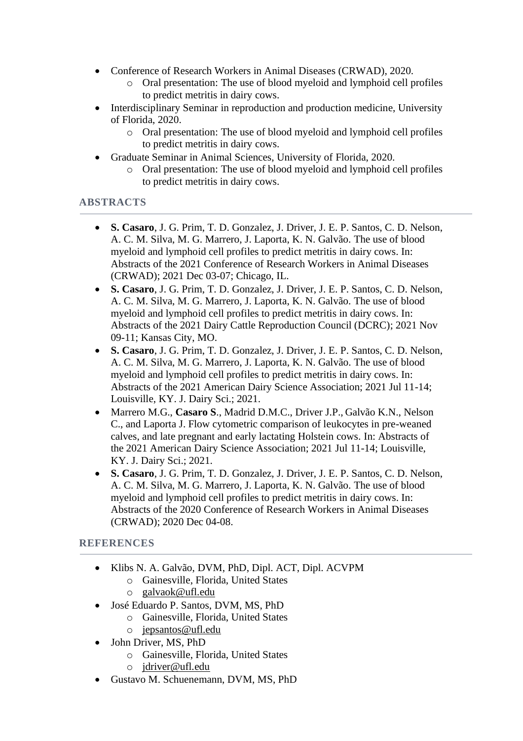- Conference of Research Workers in Animal Diseases (CRWAD), 2020.
    - Oral presentation: The use of blood myeloid and lymphoid cell profiles to predict metritis in dairy cows.
- Interdisciplinary Seminar in reproduction and production medicine, University of Florida, 2020.
    - Oral presentation: The use of blood myeloid and lymphoid cell profiles to predict metritis in dairy cows.
- Graduate Seminar in Animal Sciences, University of Florida, 2020.
    - Oral presentation: The use of blood myeloid and lymphoid cell profiles to predict metritis in dairy cows.

## ABSTRACTS

- **S. Casaro**, J. G. Prim, T. D. Gonzalez, J. Driver, J. E. P. Santos, C. D. Nelson, A. C. M. Silva, M. G. Marrero, J. Laporta, K. N. Galvão. The use of blood myeloid and lymphoid cell profiles to predict metritis in dairy cows. In: Abstracts of the 2021 Conference of Research Workers in Animal Diseases (CRWAD); 2021 Dec 03-07; Chicago, IL.
- **S. Casaro**, J. G. Prim, T. D. Gonzalez, J. Driver, J. E. P. Santos, C. D. Nelson, A. C. M. Silva, M. G. Marrero, J. Laporta, K. N. Galvão. The use of blood myeloid and lymphoid cell profiles to predict metritis in dairy cows. In: Abstracts of the 2021 Dairy Cattle Reproduction Council (DCRC); 2021 Nov 09-11; Kansas City, MO.
- **S. Casaro**, J. G. Prim, T. D. Gonzalez, J. Driver, J. E. P. Santos, C. D. Nelson, A. C. M. Silva, M. G. Marrero, J. Laporta, K. N. Galvão. The use of blood myeloid and lymphoid cell profiles to predict metritis in dairy cows. In: Abstracts of the 2021 American Dairy Science Association; 2021 Jul 11-14; Louisville, KY. J. Dairy Sci.; 2021.
- Marrero M.G., **Casaro S**., Madrid D.M.C., Driver J.P., Galvão K.N., Nelson C., and Laporta J. Flow cytometric comparison of leukocytes in pre-weaned calves, and late pregnant and early lactating Holstein cows. In: Abstracts of the 2021 American Dairy Science Association; 2021 Jul 11-14; Louisville, KY. J. Dairy Sci.; 2021.
- **S. Casaro**, J. G. Prim, T. D. Gonzalez, J. Driver, J. E. P. Santos, C. D. Nelson, A. C. M. Silva, M. G. Marrero, J. Laporta, K. N. Galvão. The use of blood myeloid and lymphoid cell profiles to predict metritis in dairy cows. In: Abstracts of the 2020 Conference of Research Workers in Animal Diseases (CRWAD); 2020 Dec 04-08.

## REFERENCES

- Klibs N. A. Galvão, DVM, PhD, Dipl. ACT, Dipl. ACVPM
    - Gainesville, Florida, United States
    - galvaok@ufl.edu
- José Eduardo P. Santos, DVM, MS, PhD
    - Gainesville, Florida, United States
    - jepsantos@ufl.edu
- John Driver, MS, PhD
    - Gainesville, Florida, United States
    - jdriver@ufl.edu
- Gustavo M. Schuenemann, DVM, MS, PhD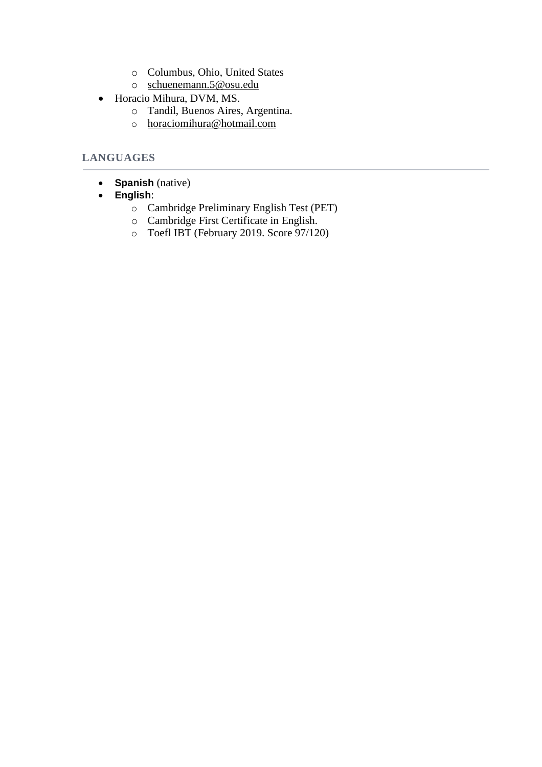- Columbus, Ohio, United States
  - schuenemann.5@osu.edu
- Horacio Mihura, DVM, MS.
  - Tandil, Buenos Aires, Argentina.
  - horaciomihura@hotmail.com

## LANGUAGES

- **Spanish** (native)
- **English**:
  - Cambridge Preliminary English Test (PET)
  - Cambridge First Certificate in English.
  - Toefl IBT (February 2019. Score 97/120)